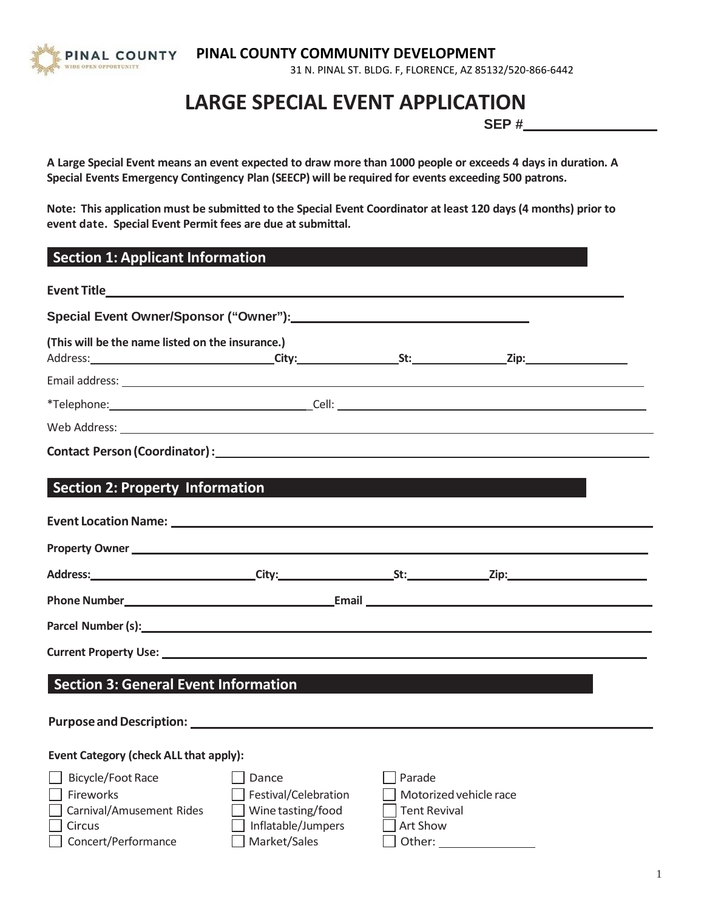PINAL COUNTY
WIDE OPEN OPPORTUNITY

**PINAL COUNTY COMMUNITY DEVELOPMENT**
31 N. PINAL ST. BLDG. F, FLORENCE, AZ 85132/520-866-6442

# LARGE SPECIAL EVENT APPLICATION

**SEP #**\_\_\_\_\_\_\_\_\_\_\_\_\_\_\_\_

**A Large Special Event means an event expected to draw more than 1000 people or exceeds 4 days in duration. A Special Events Emergency Contingency Plan (SEECP) will be required for events exceeding 500 patrons.**

**Note: This application must be submitted to the Special Event Coordinator at least 120 days (4 months) prior to event date. Special Event Permit fees are due at submittal.**

## Section 1: Applicant Information

**Event Title**\_\_\_\_\_\_\_\_\_\_\_\_\_\_\_\_\_\_\_\_\_\_\_\_\_\_\_\_\_\_\_\_\_\_\_\_\_\_\_\_

**Special Event Owner/Sponsor ("Owner"):**\_\_\_\_\_\_\_\_\_\_\_\_\_\_\_\_\_\_\_\_\_\_\_\_\_\_\_\_

**(This will be the name listed on the insurance.)**

Address:\_\_\_\_\_\_\_\_\_\_\_\_\_\_\_\_\_\_\_\_ **City:**\_\_\_\_\_\_\_\_\_\_\_\_ **St:**\_\_\_\_\_\_\_\_\_\_\_\_ **Zip:**\_\_\_\_\_\_\_\_\_\_\_\_

Email address: \_\_\_\_\_\_\_\_\_\_\_\_\_\_\_\_\_\_\_\_\_\_\_\_\_\_\_\_\_\_\_\_\_\_\_\_\_\_\_\_

*Telephone:\_\_\_\_\_\_\_\_\_\_\_\_\_\_\_\_\_\_\_\_\_\_\_\_ Cell: \_\_\_\_\_\_\_\_\_\_\_\_\_\_\_\_\_\_\_\_\_\_\_\_

Web Address: \_\_\_\_\_\_\_\_\_\_\_\_\_\_\_\_\_\_\_\_\_\_\_\_\_\_\_\_\_\_\_\_\_\_\_\_\_\_\_\_

**Contact Person (Coordinator) :**\_\_\_\_\_\_\_\_\_\_\_\_\_\_\_\_\_\_\_\_\_\_\_\_\_\_\_\_\_\_\_\_\_\_

## Section 2: Property Information

**Event Location Name:** \_\_\_\_\_\_\_\_\_\_\_\_\_\_\_\_\_\_\_\_\_\_\_\_\_\_\_\_\_\_\_\_\_\_\_\_

**Property Owner** \_\_\_\_\_\_\_\_\_\_\_\_\_\_\_\_\_\_\_\_\_\_\_\_\_\_\_\_\_\_\_\_\_\_\_\_\_\_\_\_

**Address:**\_\_\_\_\_\_\_\_\_\_\_\_\_\_\_\_\_\_\_\_ **City:**\_\_\_\_\_\_\_\_\_\_\_\_ **St:**\_\_\_\_\_\_\_\_\_\_ **Zip:**\_\_\_\_\_\_\_\_\_\_\_\_\_\_

**Phone Number**\_\_\_\_\_\_\_\_\_\_\_\_\_\_\_\_\_\_\_\_\_\_\_\_ **Email** \_\_\_\_\_\_\_\_\_\_\_\_\_\_\_\_\_\_\_\_\_\_\_\_\_\_\_\_

**Parcel Number (s):**\_\_\_\_\_\_\_\_\_\_\_\_\_\_\_\_\_\_\_\_\_\_\_\_\_\_\_\_\_\_\_\_\_\_\_\_\_\_

**Current Property Use:** \_\_\_\_\_\_\_\_\_\_\_\_\_\_\_\_\_\_\_\_\_\_\_\_\_\_\_\_\_\_\_\_\_\_\_\_\_\_

## Section 3: General Event Information

**Purpose and Description:** \_\_\_\_\_\_\_\_\_\_\_\_\_\_\_\_\_\_\_\_\_\_\_\_\_\_\_\_\_\_\_\_\_\_\_\_

**Event Category (check ALL that apply):**

- ☐ Bicycle/Foot Race
- ☐ Fireworks
- ☐ Carnival/Amusement Rides
- ☐ Circus
- ☐ Concert/Performance
- ☐ Dance
- ☐ Festival/Celebration
- ☐ Wine tasting/food
- ☐ Inflatable/Jumpers
- ☐ Market/Sales
- ☐ Parade
- ☐ Motorized vehicle race
- ☐ Tent Revival
- ☐ Art Show
- ☐ Other: \_\_\_\_\_\_\_\_\_\_\_\_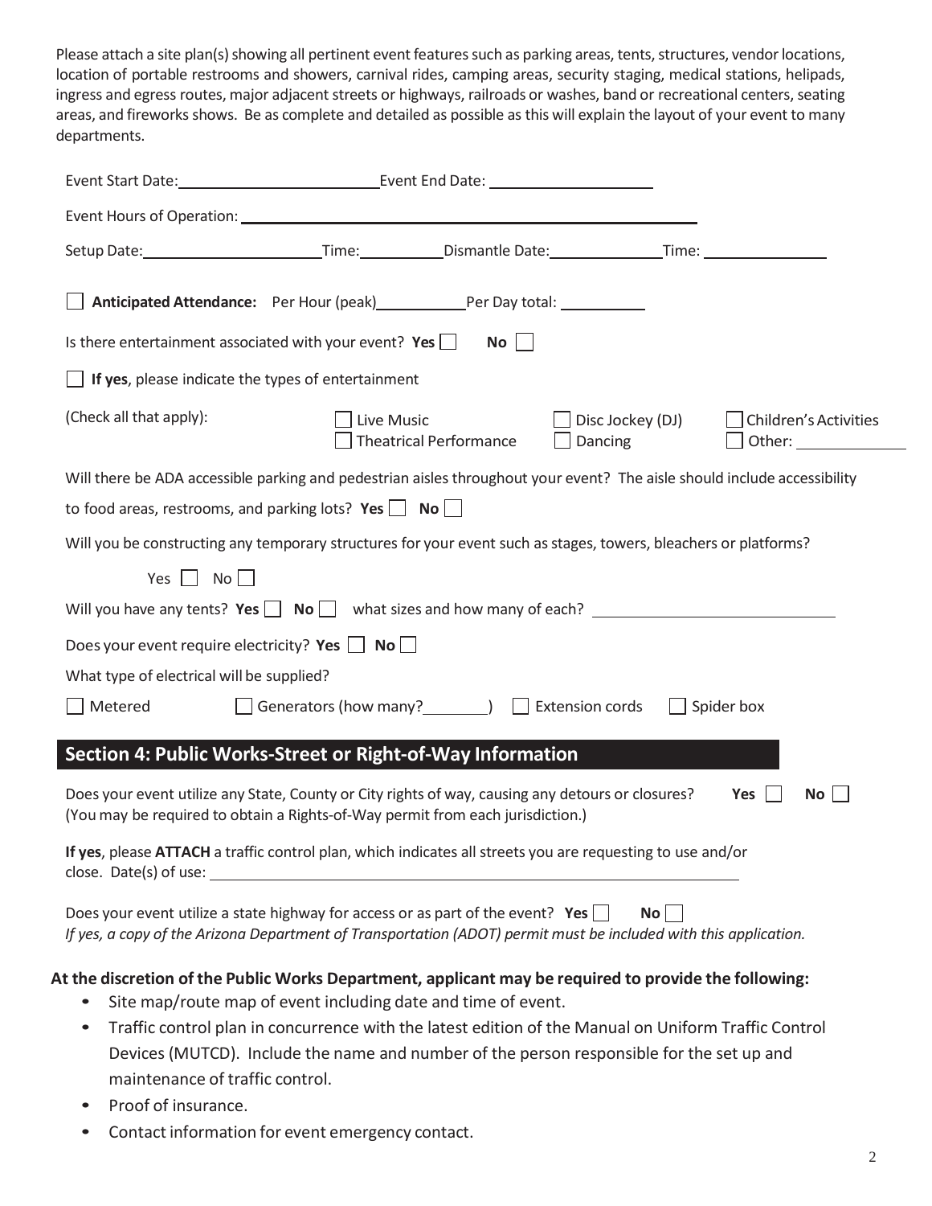Please attach a site plan(s) showing all pertinent event features such as parking areas, tents, structures, vendor locations, location of portable restrooms and showers, carnival rides, camping areas, security staging, medical stations, helipads, ingress and egress routes, major adjacent streets or highways, railroads or washes, band or recreational centers, seating areas, and fireworks shows. Be as complete and detailed as possible as this will explain the layout of your event to many departments.

Event Start Date:________________________ Event End Date: ____________________

Event Hours of Operation: ______________________________________________________

Setup Date:______________________ Time:__________ Dismantle Date:______________ Time: _______________

☐ **Anticipated Attendance:** Per Hour (peak)___________ Per Day total: __________

Is there entertainment associated with your event? **Yes** ☐ **No** ☐

☐ **If yes**, please indicate the types of entertainment

(Check all that apply): ☐ Live Music ☐ Theatrical Performance ☐ Disc Jockey (DJ) ☐ Dancing ☐ Children's Activities ☐ Other: ______________

Will there be ADA accessible parking and pedestrian aisles throughout your event? The aisle should include accessibility to food areas, restrooms, and parking lots? **Yes** ☐ **No** ☐

Will you be constructing any temporary structures for your event such as stages, towers, bleachers or platforms?

Yes ☐ No ☐

Will you have any tents? **Yes** ☐ **No** ☐ what sizes and how many of each? ____________________________

Does your event require electricity? **Yes** ☐ **No** ☐

What type of electrical will be supplied?

☐ Metered ☐ Generators (how many?________) ☐ Extension cords ☐ Spider box

## Section 4: Public Works-Street or Right-of-Way Information

Does your event utilize any State, County or City rights of way, causing any detours or closures? **Yes** ☐ **No** ☐
(You may be required to obtain a Rights-of-Way permit from each jurisdiction.)

**If yes**, please **ATTACH** a traffic control plan, which indicates all streets you are requesting to use and/or close. Date(s) of use: ____________________________________________________________

Does your event utilize a state highway for access or as part of the event? **Yes** ☐ **No** ☐
*If yes, a copy of the Arizona Department of Transportation (ADOT) permit must be included with this application.*

**At the discretion of the Public Works Department, applicant may be required to provide the following:**

- Site map/route map of event including date and time of event.
- Traffic control plan in concurrence with the latest edition of the Manual on Uniform Traffic Control Devices (MUTCD). Include the name and number of the person responsible for the set up and maintenance of traffic control.
- Proof of insurance.
- Contact information for event emergency contact.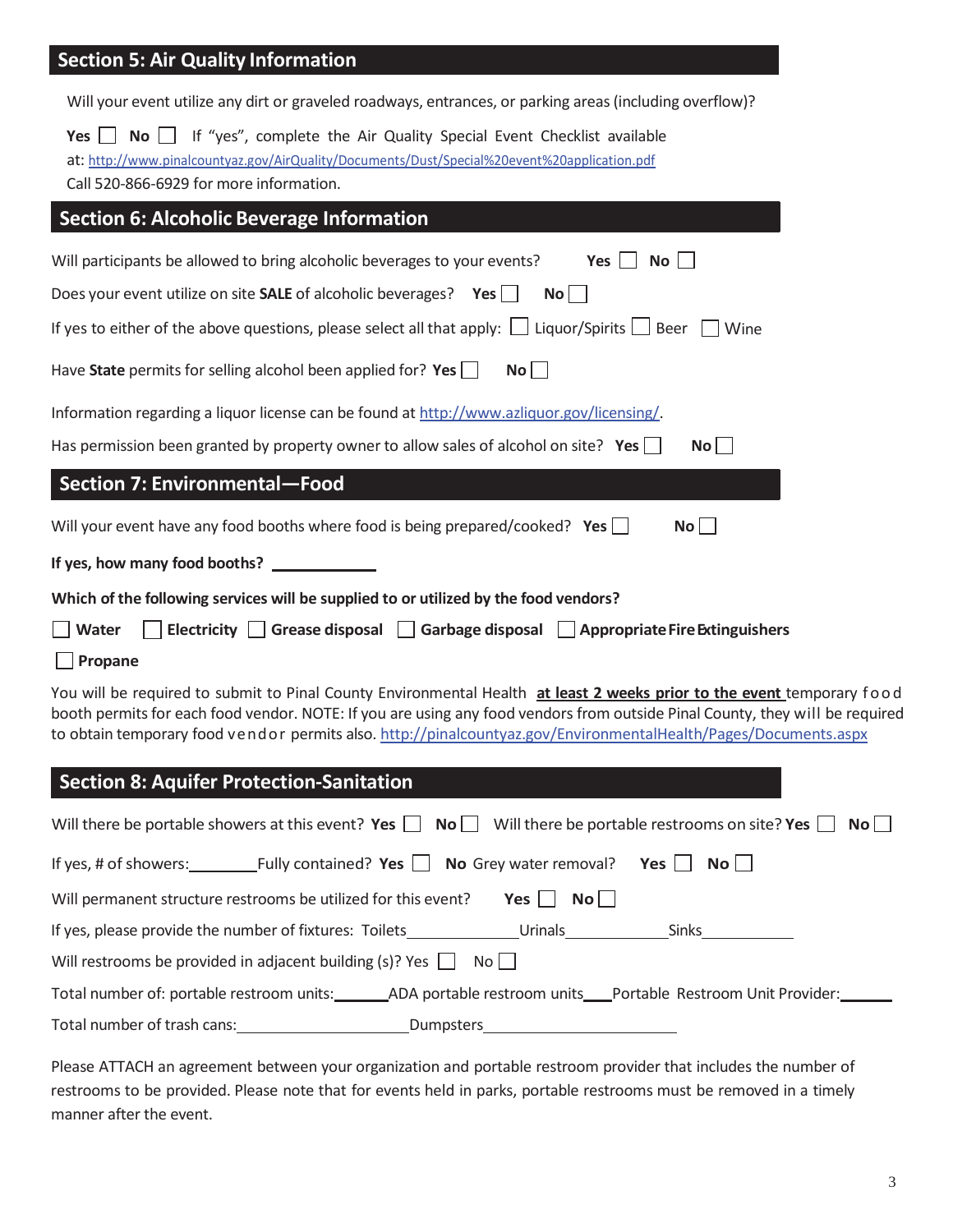## Section 5: Air Quality Information

Will your event utilize any dirt or graveled roadways, entrances, or parking areas (including overflow)?

**Yes** ☐ **No** ☐ If "yes", complete the Air Quality Special Event Checklist available at: http://www.pinalcountyaz.gov/AirQuality/Documents/Dust/Special%20event%20application.pdf
Call 520-866-6929 for more information.

## Section 6: Alcoholic Beverage Information

Will participants be allowed to bring alcoholic beverages to your events? **Yes** ☐ **No** ☐

Does your event utilize on site **SALE** of alcoholic beverages? **Yes** ☐ **No** ☐

If yes to either of the above questions, please select all that apply: ☐ Liquor/Spirits ☐ Beer ☐ Wine

Have **State** permits for selling alcohol been applied for? **Yes** ☐ **No** ☐

Information regarding a liquor license can be found at http://www.azliquor.gov/licensing/.

Has permission been granted by property owner to allow sales of alcohol on site? **Yes** ☐ **No** ☐

## Section 7: Environmental—Food

Will your event have any food booths where food is being prepared/cooked? **Yes** ☐ **No** ☐

**If yes, how many food booths?** ____________

**Which of the following services will be supplied to or utilized by the food vendors?**

☐ **Water** ☐ **Electricity** ☐ **Grease disposal** ☐ **Garbage disposal** ☐ **Appropriate Fire Extinguishers**

☐ **Propane**

You will be required to submit to Pinal County Environmental Health **at least 2 weeks prior to the event** temporary food booth permits for each food vendor. NOTE: If you are using any food vendors from outside Pinal County, they will be required to obtain temporary food vendor permits also. http://pinalcountyaz.gov/EnvironmentalHealth/Pages/Documents.aspx

## Section 8: Aquifer Protection-Sanitation

Will there be portable showers at this event? **Yes** ☐ **No** ☐ Will there be portable restrooms on site? **Yes** ☐ **No** ☐

If yes, # of showers:________ Fully contained? **Yes** ☐ **No** Grey water removal? **Yes** ☐ **No** ☐

Will permanent structure restrooms be utilized for this event? **Yes** ☐ **No** ☐

If yes, please provide the number of fixtures: Toilets____________ Urinals____________ Sinks____________

Will restrooms be provided in adjacent building (s)? Yes ☐ No ☐

Total number of: portable restroom units:______ ADA portable restroom units___ Portable Restroom Unit Provider:______

Total number of trash cans:____________________ Dumpsters______________________

Please ATTACH an agreement between your organization and portable restroom provider that includes the number of restrooms to be provided. Please note that for events held in parks, portable restrooms must be removed in a timely manner after the event.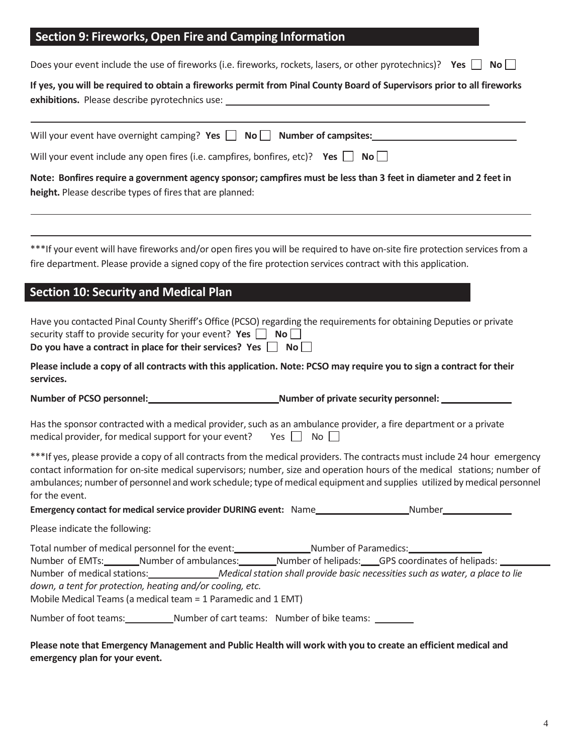## Section 9: Fireworks, Open Fire and Camping Information

Does your event include the use of fireworks (i.e. fireworks, rockets, lasers, or other pyrotechnics)? **Yes** ☐ **No** ☐

**If yes, you will be required to obtain a fireworks permit from Pinal County Board of Supervisors prior to all fireworks exhibitions.** Please describe pyrotechnics use: \_\_\_\_\_\_\_\_\_\_\_\_\_\_\_\_\_\_\_\_\_\_\_\_\_\_\_\_\_\_\_\_\_\_\_\_\_\_\_\_

\_\_\_\_\_\_\_\_\_\_\_\_\_\_\_\_\_\_\_\_\_\_\_\_\_\_\_\_\_\_\_\_\_\_\_\_\_\_\_\_\_\_\_\_\_\_\_\_\_\_\_\_\_\_\_\_\_\_\_\_\_\_\_\_\_\_\_\_\_\_\_\_\_\_\_\_

Will your event have overnight camping? **Yes** ☐ **No** ☐ **Number of campsites:** \_\_\_\_\_\_\_\_\_\_\_\_\_\_\_\_\_\_\_\_

Will your event include any open fires (i.e. campfires, bonfires, etc)? **Yes** ☐ **No** ☐

**Note: Bonfires require a government agency sponsor; campfires must be less than 3 feet in diameter and 2 feet in height.** Please describe types of fires that are planned:

\_\_\_\_\_\_\_\_\_\_\_\_\_\_\_\_\_\_\_\_\_\_\_\_\_\_\_\_\_\_\_\_\_\_\_\_\_\_\_\_\_\_\_\_\_\_\_\_\_\_\_\_\_\_\_\_\_\_\_\_\_\_\_\_\_\_\_\_\_\_\_\_\_\_\_\_

\_\_\_\_\_\_\_\_\_\_\_\_\_\_\_\_\_\_\_\_\_\_\_\_\_\_\_\_\_\_\_\_\_\_\_\_\_\_\_\_\_\_\_\_\_\_\_\_\_\_\_\_\_\_\_\_\_\_\_\_\_\_\_\_\_\_\_\_\_\_\_\_\_\_\_\_

***If your event will have fireworks and/or open fires you will be required to have on-site fire protection services from a fire department. Please provide a signed copy of the fire protection services contract with this application.

## Section 10: Security and Medical Plan

Have you contacted Pinal County Sheriff's Office (PCSO) regarding the requirements for obtaining Deputies or private security staff to provide security for your event? **Yes** ☐ **No** ☐
**Do you have a contract in place for their services? Yes** ☐ **No** ☐

**Please include a copy of all contracts with this application. Note: PCSO may require you to sign a contract for their services.**

**Number of PCSO personnel:** \_\_\_\_\_\_\_\_\_\_\_\_\_\_\_\_\_\_\_\_ **Number of private security personnel:** \_\_\_\_\_\_\_\_\_\_\_\_

Has the sponsor contracted with a medical provider, such as an ambulance provider, a fire department or a private medical provider, for medical support for your event? Yes ☐ No ☐

***If yes, please provide a copy of all contracts from the medical providers. The contracts must include 24 hour emergency contact information for on-site medical supervisors; number, size and operation hours of the medical stations; number of ambulances; number of personnel and work schedule; type of medical equipment and supplies utilized by medical personnel for the event.

**Emergency contact for medical service provider DURING event:** Name\_\_\_\_\_\_\_\_\_\_\_\_\_\_\_\_ Number\_\_\_\_\_\_\_\_\_\_\_\_

Please indicate the following:

Total number of medical personnel for the event: \_\_\_\_\_\_\_\_\_\_\_\_ Number of Paramedics: \_\_\_\_\_\_\_\_\_\_\_\_
Number of EMTs: \_\_\_\_\_\_ Number of ambulances: \_\_\_\_\_\_ Number of helipads: \_\_\_ GPS coordinates of helipads: \_\_\_\_\_\_\_\_
Number of medical stations: \_\_\_\_\_\_\_\_\_\_\_ *Medical station shall provide basic necessities such as water, a place to lie down, a tent for protection, heating and/or cooling, etc.*
Mobile Medical Teams (a medical team = 1 Paramedic and 1 EMT)

Number of foot teams: \_\_\_\_\_\_\_\_ Number of cart teams: Number of bike teams: \_\_\_\_\_\_\_

**Please note that Emergency Management and Public Health will work with you to create an efficient medical and emergency plan for your event.**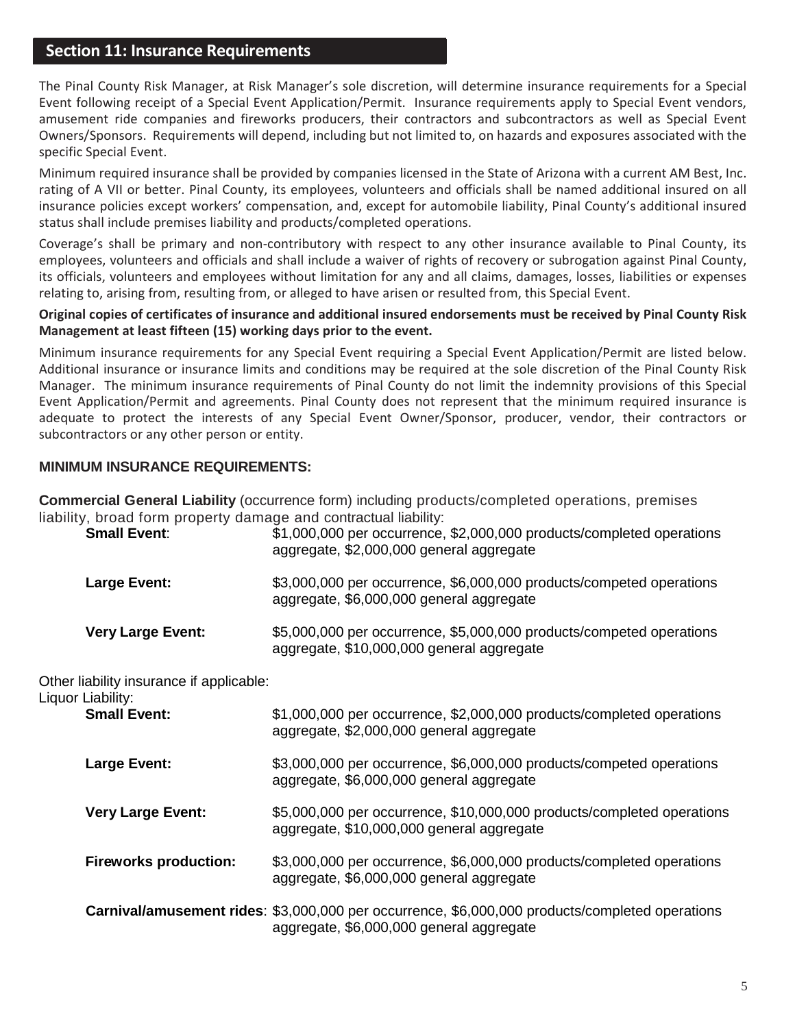## Section 11: Insurance Requirements

The Pinal County Risk Manager, at Risk Manager's sole discretion, will determine insurance requirements for a Special Event following receipt of a Special Event Application/Permit. Insurance requirements apply to Special Event vendors, amusement ride companies and fireworks producers, their contractors and subcontractors as well as Special Event Owners/Sponsors. Requirements will depend, including but not limited to, on hazards and exposures associated with the specific Special Event.

Minimum required insurance shall be provided by companies licensed in the State of Arizona with a current AM Best, Inc. rating of A VII or better. Pinal County, its employees, volunteers and officials shall be named additional insured on all insurance policies except workers' compensation, and, except for automobile liability, Pinal County's additional insured status shall include premises liability and products/completed operations.

Coverage's shall be primary and non-contributory with respect to any other insurance available to Pinal County, its employees, volunteers and officials and shall include a waiver of rights of recovery or subrogation against Pinal County, its officials, volunteers and employees without limitation for any and all claims, damages, losses, liabilities or expenses relating to, arising from, resulting from, or alleged to have arisen or resulted from, this Special Event.

**Original copies of certificates of insurance and additional insured endorsements must be received by Pinal County Risk Management at least fifteen (15) working days prior to the event.**

Minimum insurance requirements for any Special Event requiring a Special Event Application/Permit are listed below. Additional insurance or insurance limits and conditions may be required at the sole discretion of the Pinal County Risk Manager. The minimum insurance requirements of Pinal County do not limit the indemnity provisions of this Special Event Application/Permit and agreements. Pinal County does not represent that the minimum required insurance is adequate to protect the interests of any Special Event Owner/Sponsor, producer, vendor, their contractors or subcontractors or any other person or entity.

### MINIMUM INSURANCE REQUIREMENTS:

**Commercial General Liability** (occurrence form) including products/completed operations, premises liability, broad form property damage and contractual liability:

- **Small Event**: $1,000,000 per occurrence, $2,000,000 products/completed operations aggregate, $2,000,000 general aggregate
- **Large Event:** $3,000,000 per occurrence, $6,000,000 products/competed operations aggregate, $6,000,000 general aggregate
- **Very Large Event:** $5,000,000 per occurrence, $5,000,000 products/competed operations aggregate, $10,000,000 general aggregate

Other liability insurance if applicable:

Liquor Liability:

- **Small Event:** $1,000,000 per occurrence, $2,000,000 products/completed operations aggregate, $2,000,000 general aggregate
- **Large Event:** $3,000,000 per occurrence, $6,000,000 products/competed operations aggregate, $6,000,000 general aggregate
- **Very Large Event:** $5,000,000 per occurrence, $10,000,000 products/completed operations aggregate, $10,000,000 general aggregate
- **Fireworks production:** $3,000,000 per occurrence, $6,000,000 products/completed operations aggregate, $6,000,000 general aggregate
- **Carnival/amusement rides**: $3,000,000 per occurrence, $6,000,000 products/completed operations aggregate, $6,000,000 general aggregate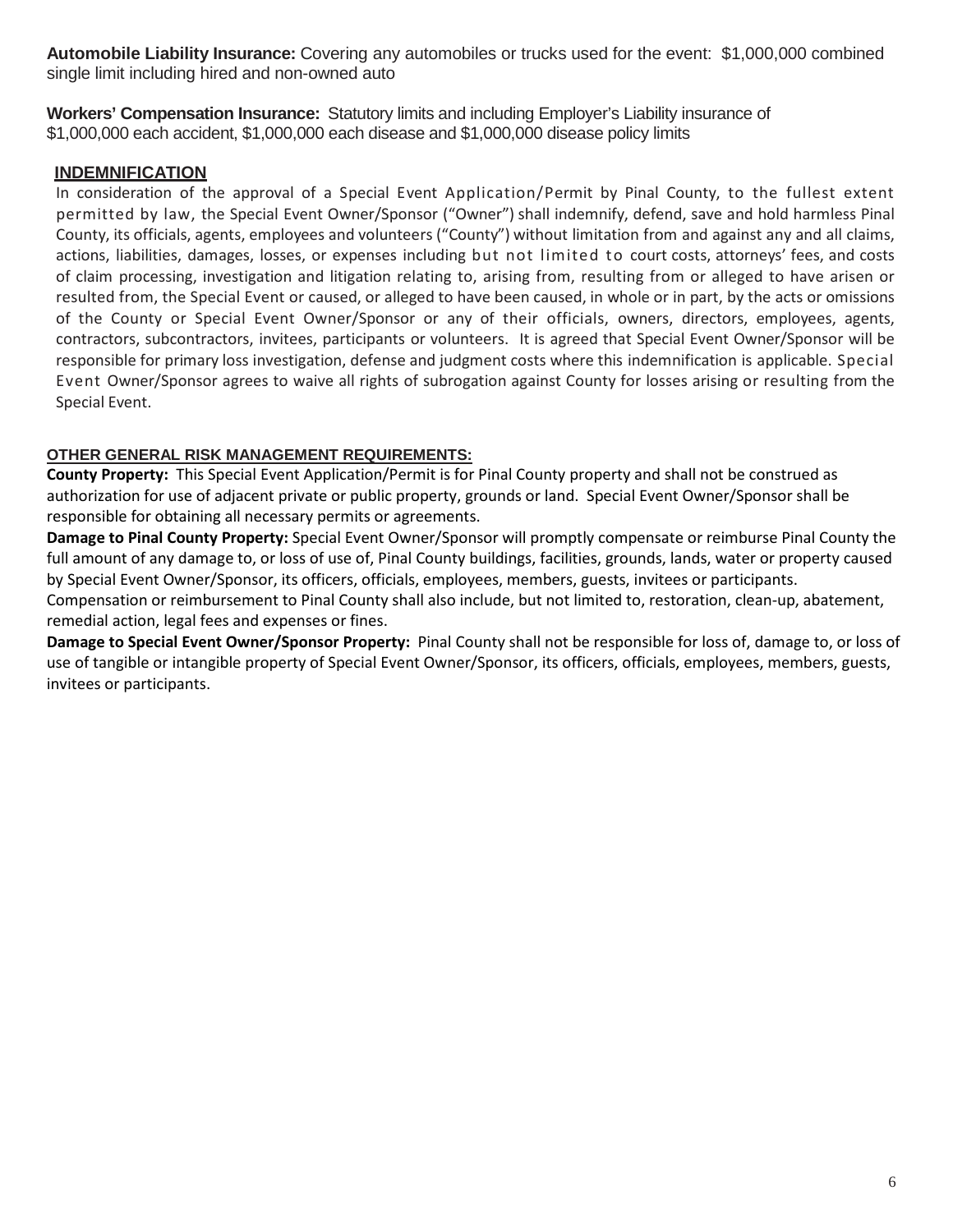**Automobile Liability Insurance:** Covering any automobiles or trucks used for the event: $1,000,000 combined single limit including hired and non-owned auto

**Workers' Compensation Insurance:** Statutory limits and including Employer's Liability insurance of $1,000,000 each accident, $1,000,000 each disease and $1,000,000 disease policy limits

## INDEMNIFICATION

In consideration of the approval of a Special Event Application/Permit by Pinal County, to the fullest extent permitted by law, the Special Event Owner/Sponsor ("Owner") shall indemnify, defend, save and hold harmless Pinal County, its officials, agents, employees and volunteers ("County") without limitation from and against any and all claims, actions, liabilities, damages, losses, or expenses including but not limited to court costs, attorneys' fees, and costs of claim processing, investigation and litigation relating to, arising from, resulting from or alleged to have arisen or resulted from, the Special Event or caused, or alleged to have been caused, in whole or in part, by the acts or omissions of the County or Special Event Owner/Sponsor or any of their officials, owners, directors, employees, agents, contractors, subcontractors, invitees, participants or volunteers. It is agreed that Special Event Owner/Sponsor will be responsible for primary loss investigation, defense and judgment costs where this indemnification is applicable. Special Event Owner/Sponsor agrees to waive all rights of subrogation against County for losses arising or resulting from the Special Event.

### OTHER GENERAL RISK MANAGEMENT REQUIREMENTS:

**County Property:** This Special Event Application/Permit is for Pinal County property and shall not be construed as authorization for use of adjacent private or public property, grounds or land. Special Event Owner/Sponsor shall be responsible for obtaining all necessary permits or agreements.

**Damage to Pinal County Property:** Special Event Owner/Sponsor will promptly compensate or reimburse Pinal County the full amount of any damage to, or loss of use of, Pinal County buildings, facilities, grounds, lands, water or property caused by Special Event Owner/Sponsor, its officers, officials, employees, members, guests, invitees or participants. Compensation or reimbursement to Pinal County shall also include, but not limited to, restoration, clean-up, abatement, remedial action, legal fees and expenses or fines.

**Damage to Special Event Owner/Sponsor Property:** Pinal County shall not be responsible for loss of, damage to, or loss of use of tangible or intangible property of Special Event Owner/Sponsor, its officers, officials, employees, members, guests, invitees or participants.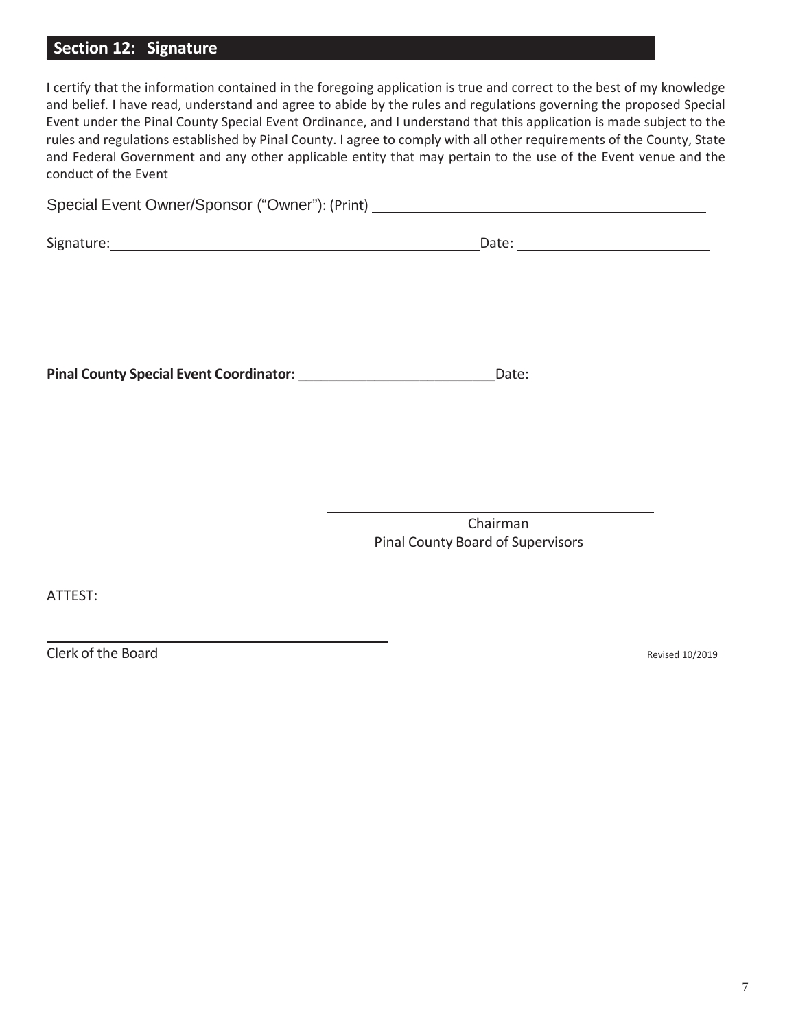## Section 12: Signature

I certify that the information contained in the foregoing application is true and correct to the best of my knowledge and belief. I have read, understand and agree to abide by the rules and regulations governing the proposed Special Event under the Pinal County Special Event Ordinance, and I understand that this application is made subject to the rules and regulations established by Pinal County. I agree to comply with all other requirements of the County, State and Federal Government and any other applicable entity that may pertain to the use of the Event venue and the conduct of the Event

Special Event Owner/Sponsor ("Owner"): (Print) ______________________________

Signature: ______________________________ Date: ______________________

**Pinal County Special Event Coordinator:** ______________________ Date: ______________________

______________________________
Chairman
Pinal County Board of Supervisors

ATTEST:

______________________________
Clerk of the Board

Revised 10/2019